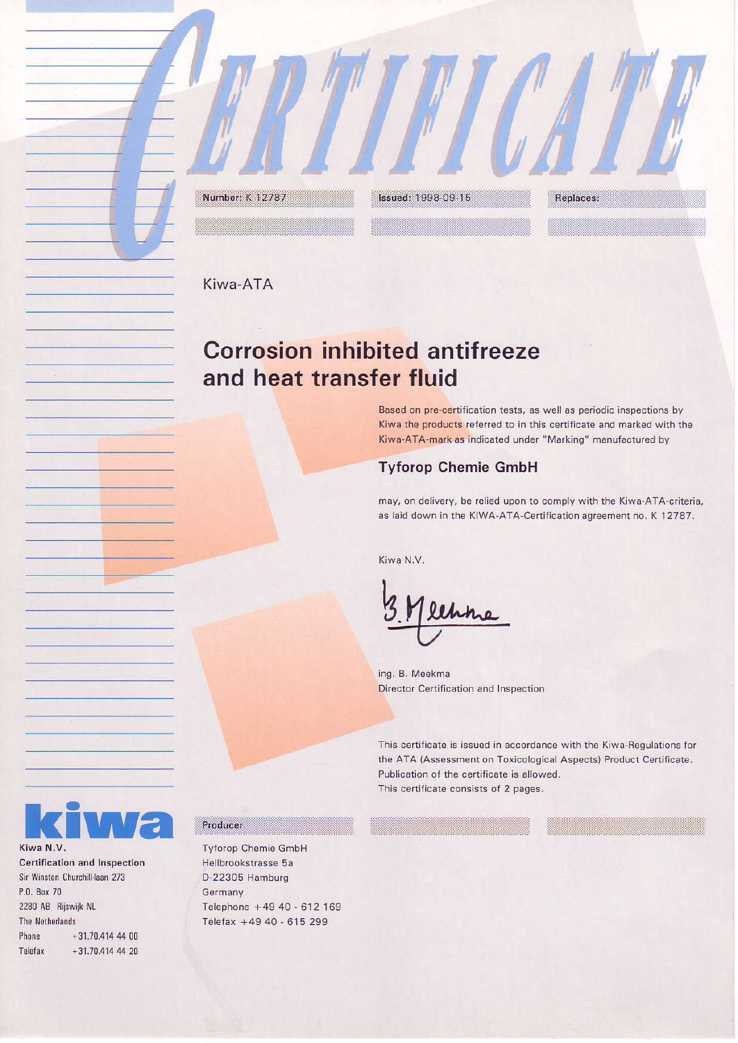# CERTIFICATE

Number: K 12787 | Issued: 1998-09-15 | Replaces:

Kiwa-ATA

## Corrosion inhibited antifreeze and heat transfer fluid

Based on pre-certification tests, as well as periodic inspections by Kiwa the products referred to in this certificate and marked with the Kiwa-ATA-mark as indicated under "Marking" manufactured by

### Tyforop Chemie GmbH

may, on delivery, be relied upon to comply with the Kiwa-ATA-criteria, as laid down in the KIWA-ATA-Certification agreement no. K 12787.

Kiwa N.V.

ing. B. Meekma
Director Certification and Inspection

This certificate is issued in accordance with the Kiwa-Regulations for the ATA (Assessment on Toxicological Aspects) Product Certificate.
Publication of the certificate is allowed.
This certificate consists of 2 pages.

**kiwa**

Kiwa N.V.
Certification and Inspection
Sir Winston Churchill-laan 273
P.O. Box 70
2280 AB Rijswijk NL
The Netherlands
Phone +31.70.414 44 00
Telefax +31.70.414 44 20

**Producer**

Tyforop Chemie GmbH
Hellbrookstrasse 5a
D-22305 Hamburg
Germany
Telephone +49 40 - 612 169
Telefax +49 40 - 615 299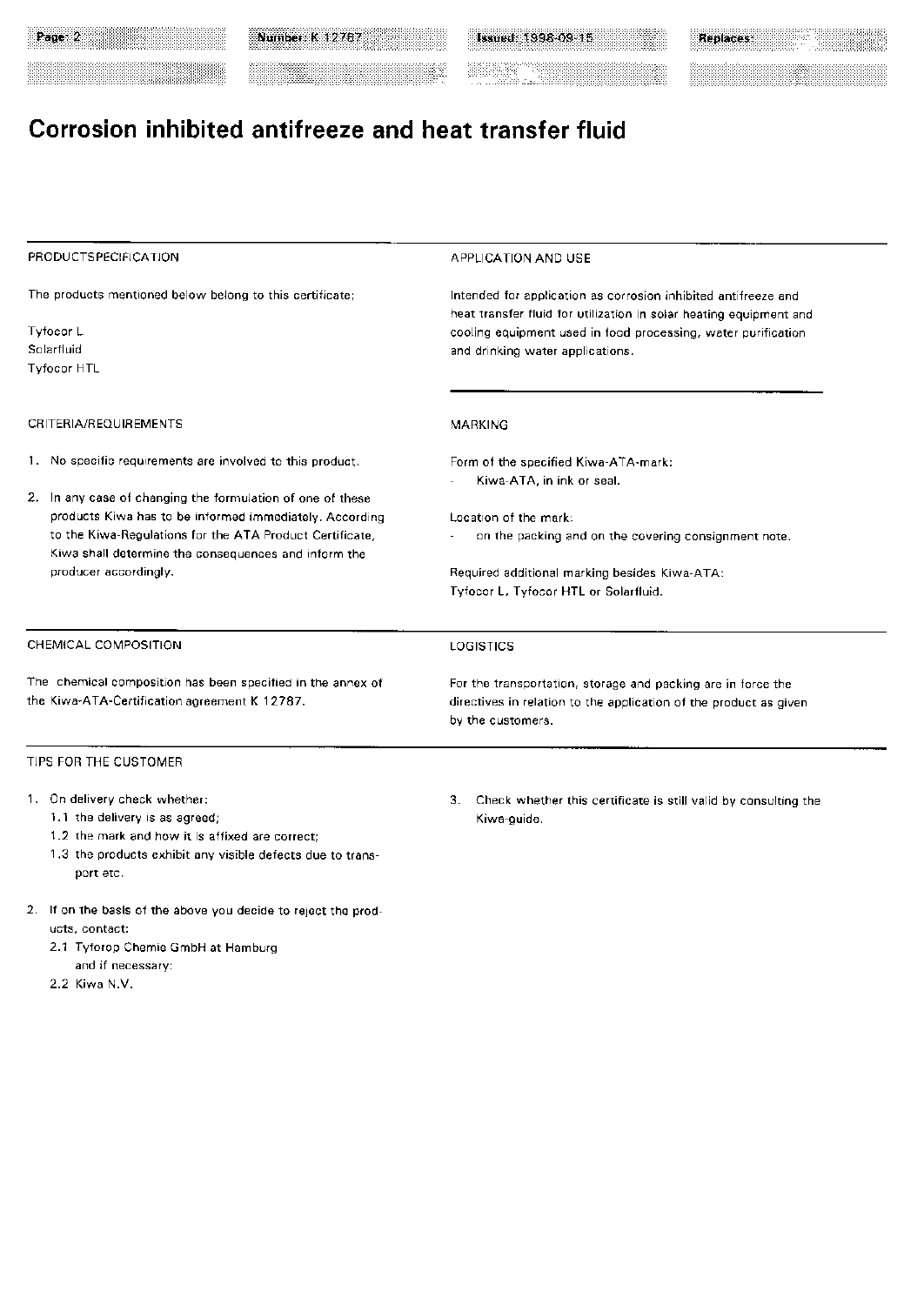# Corrosion inhibited antifreeze and heat transfer fluid

## PRODUCTSPECIFICATION

The products mentioned below belong to this certificate:

Tyfocor L
Solarfluid
Tyfocor HTL

## APPLICATION AND USE

Intended for application as corrosion inhibited antifreeze and heat transfer fluid for utilization in solar heating equipment and cooling equipment used in food processing, water purification and drinking water applications.

## CRITERIA/REQUIREMENTS

1. No specific requirements are involved to this product.
2. In any case of changing the formulation of one of these products Kiwa has to be informed immediately. According to the Kiwa-Regulations for the ATA Product Certificate, Kiwa shall determine the consequences and inform the producer accordingly.

## MARKING

Form of the specified Kiwa-ATA-mark:
- Kiwa-ATA, in ink or seal.

Location of the mark:
- on the packing and on the covering consignment note.

Required additional marking besides Kiwa-ATA:
Tyfocor L, Tyfocor HTL or Solarfluid.

## CHEMICAL COMPOSITION

The chemical composition has been specified in the annex of the Kiwa-ATA-Certification agreement K 12787.

## LOGISTICS

For the transportation, storage and packing are in force the directives in relation to the application of the product as given by the customers.

## TIPS FOR THE CUSTOMER

1. On delivery check whether:
   1.1 the delivery is as agreed;
   1.2 the mark and how it is affixed are correct;
   1.3 the products exhibit any visible defects due to transport etc.
2. If on the basis of the above you decide to reject the products, contact:
   2.1 Tyforop Chemie GmbH at Hamburg
   and if necessary:
   2.2 Kiwa N.V.
3. Check whether this certificate is still valid by consulting the Kiwa-guide.